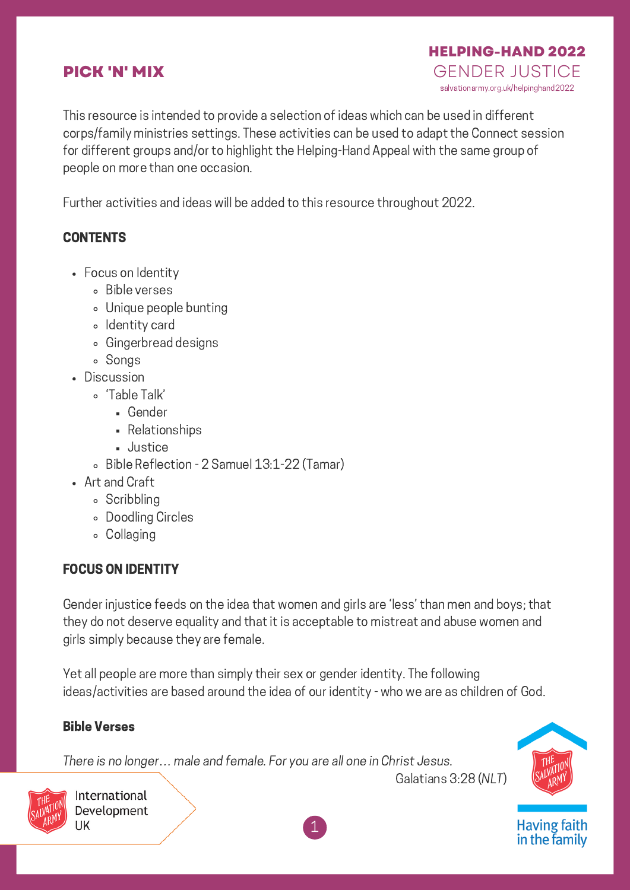# PICK 'N' MIX

**HELPING-HAND 2022**
GENDER JUSTICE
salvationarmy.org.uk/helpinghand2022

This resource is intended to provide a selection of ideas which can be used in different corps/family ministries settings. These activities can be used to adapt the Connect session for different groups and/or to highlight the Helping-Hand Appeal with the same group of people on more than one occasion.

Further activities and ideas will be added to this resource throughout 2022.

## CONTENTS

- Focus on Identity
  - Bible verses
  - Unique people bunting
  - Identity card
  - Gingerbread designs
  - Songs
- Discussion
  - 'Table Talk'
    - Gender
    - Relationships
    - Justice
  - Bible Reflection - 2 Samuel 13:1-22 (Tamar)
- Art and Craft
  - Scribbling
  - Doodling Circles
  - Collaging

## FOCUS ON IDENTITY

Gender injustice feeds on the idea that women and girls are 'less' than men and boys; that they do not deserve equality and that it is acceptable to mistreat and abuse women and girls simply because they are female.

Yet all people are more than simply their sex or gender identity. The following ideas/activities are based around the idea of our identity - who we are as children of God.

### Bible Verses

*There is no longer… male and female. For you are all one in Christ Jesus.*
Galatians 3:28 (*NLT*)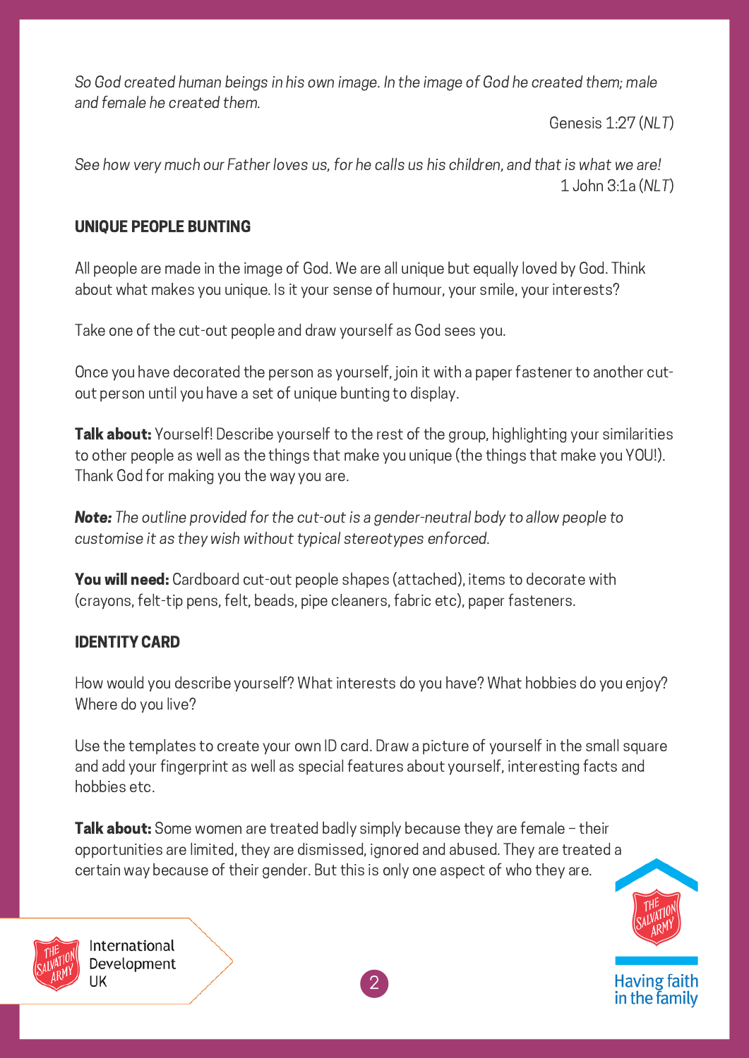*So God created human beings in his own image. In the image of God he created them; male and female he created them.*

Genesis 1:27 (*NLT*)

*See how very much our Father loves us, for he calls us his children, and that is what we are!*

1 John 3:1a (*NLT*)

## UNIQUE PEOPLE BUNTING

All people are made in the image of God. We are all unique but equally loved by God. Think about what makes you unique. Is it your sense of humour, your smile, your interests?

Take one of the cut-out people and draw yourself as God sees you.

Once you have decorated the person as yourself, join it with a paper fastener to another cut-out person until you have a set of unique bunting to display.

**Talk about:** Yourself! Describe yourself to the rest of the group, highlighting your similarities to other people as well as the things that make you unique (the things that make you YOU!). Thank God for making you the way you are.

***Note:*** *The outline provided for the cut-out is a gender-neutral body to allow people to customise it as they wish without typical stereotypes enforced.*

**You will need:** Cardboard cut-out people shapes (attached), items to decorate with (crayons, felt-tip pens, felt, beads, pipe cleaners, fabric etc), paper fasteners.

## IDENTITY CARD

How would you describe yourself? What interests do you have? What hobbies do you enjoy? Where do you live?

Use the templates to create your own ID card. Draw a picture of yourself in the small square and add your fingerprint as well as special features about yourself, interesting facts and hobbies etc.

**Talk about:** Some women are treated badly simply because they are female – their opportunities are limited, they are dismissed, ignored and abused. They are treated a certain way because of their gender. But this is only one aspect of who they are.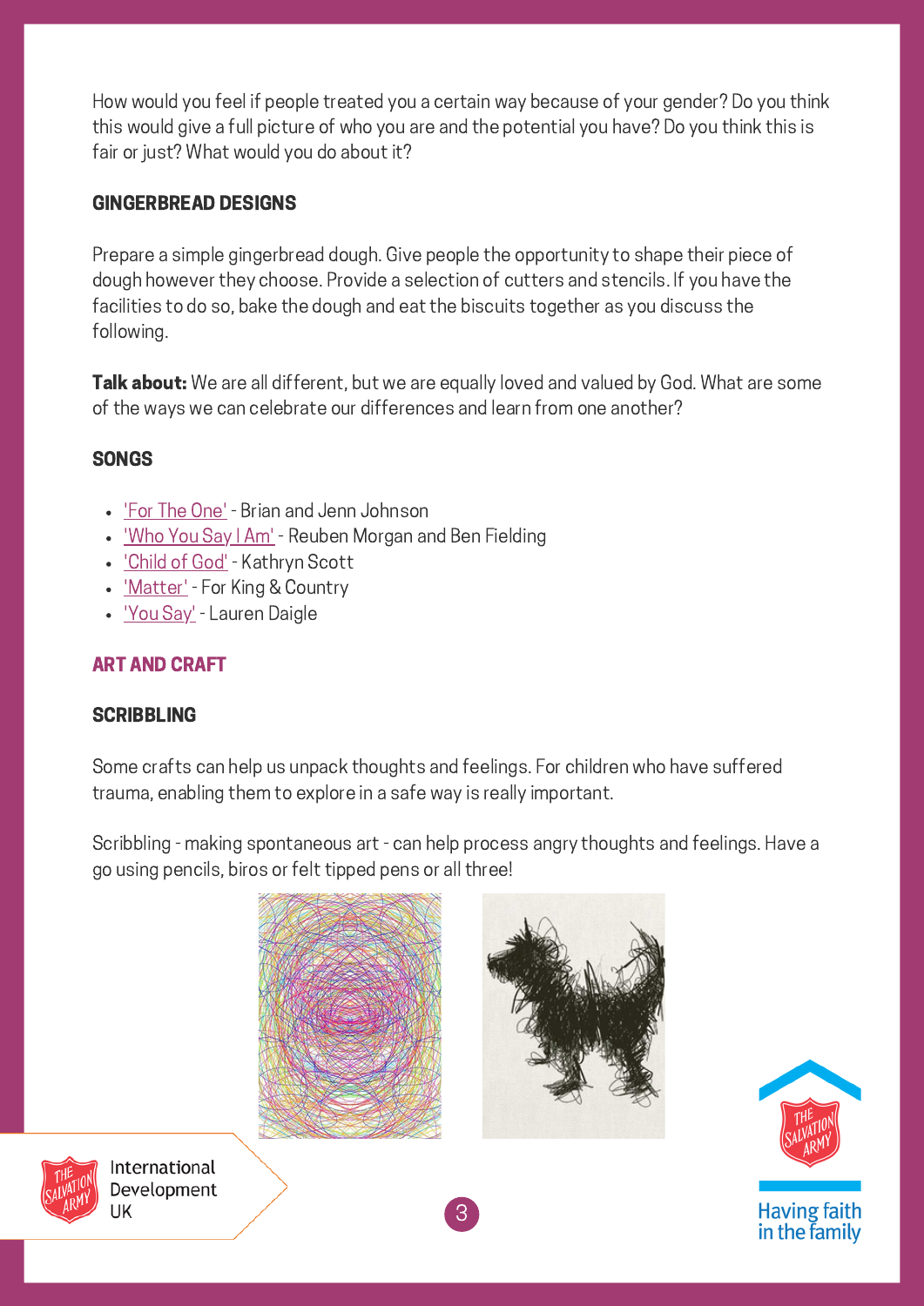How would you feel if people treated you a certain way because of your gender? Do you think this would give a full picture of who you are and the potential you have? Do you think this is fair or just? What would you do about it?

### GINGERBREAD DESIGNS

Prepare a simple gingerbread dough. Give people the opportunity to shape their piece of dough however they choose. Provide a selection of cutters and stencils. If you have the facilities to do so, bake the dough and eat the biscuits together as you discuss the following.

**Talk about:** We are all different, but we are equally loved and valued by God. What are some of the ways we can celebrate our differences and learn from one another?

### SONGS

- 'For The One' - Brian and Jenn Johnson
- 'Who You Say I Am' - Reuben Morgan and Ben Fielding
- 'Child of God' - Kathryn Scott
- 'Matter' - For King & Country
- 'You Say' - Lauren Daigle

## ART AND CRAFT

### SCRIBBLING

Some crafts can help us unpack thoughts and feelings. For children who have suffered trauma, enabling them to explore in a safe way is really important.

Scribbling - making spontaneous art - can help process angry thoughts and feelings. Have a go using pencils, biros or felt tipped pens or all three!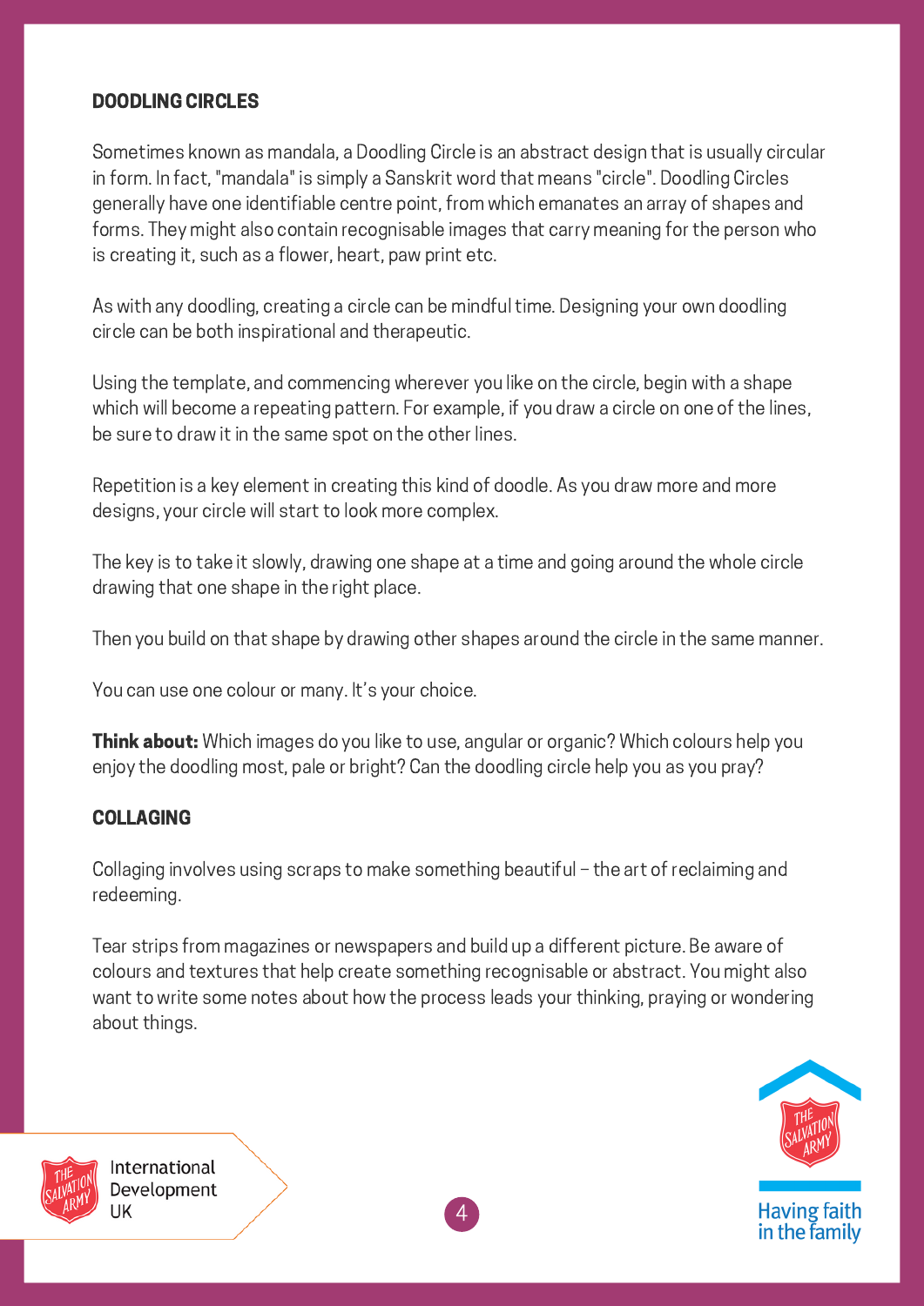## DOODLING CIRCLES

Sometimes known as mandala, a Doodling Circle is an abstract design that is usually circular in form. In fact, "mandala" is simply a Sanskrit word that means "circle". Doodling Circles generally have one identifiable centre point, from which emanates an array of shapes and forms. They might also contain recognisable images that carry meaning for the person who is creating it, such as a flower, heart, paw print etc.

As with any doodling, creating a circle can be mindful time. Designing your own doodling circle can be both inspirational and therapeutic.

Using the template, and commencing wherever you like on the circle, begin with a shape which will become a repeating pattern. For example, if you draw a circle on one of the lines, be sure to draw it in the same spot on the other lines.

Repetition is a key element in creating this kind of doodle. As you draw more and more designs, your circle will start to look more complex.

The key is to take it slowly, drawing one shape at a time and going around the whole circle drawing that one shape in the right place.

Then you build on that shape by drawing other shapes around the circle in the same manner.

You can use one colour or many. It's your choice.

**Think about:** Which images do you like to use, angular or organic? Which colours help you enjoy the doodling most, pale or bright? Can the doodling circle help you as you pray?

## COLLAGING

Collaging involves using scraps to make something beautiful – the art of reclaiming and redeeming.

Tear strips from magazines or newspapers and build up a different picture. Be aware of colours and textures that help create something recognisable or abstract. You might also want to write some notes about how the process leads your thinking, praying or wondering about things.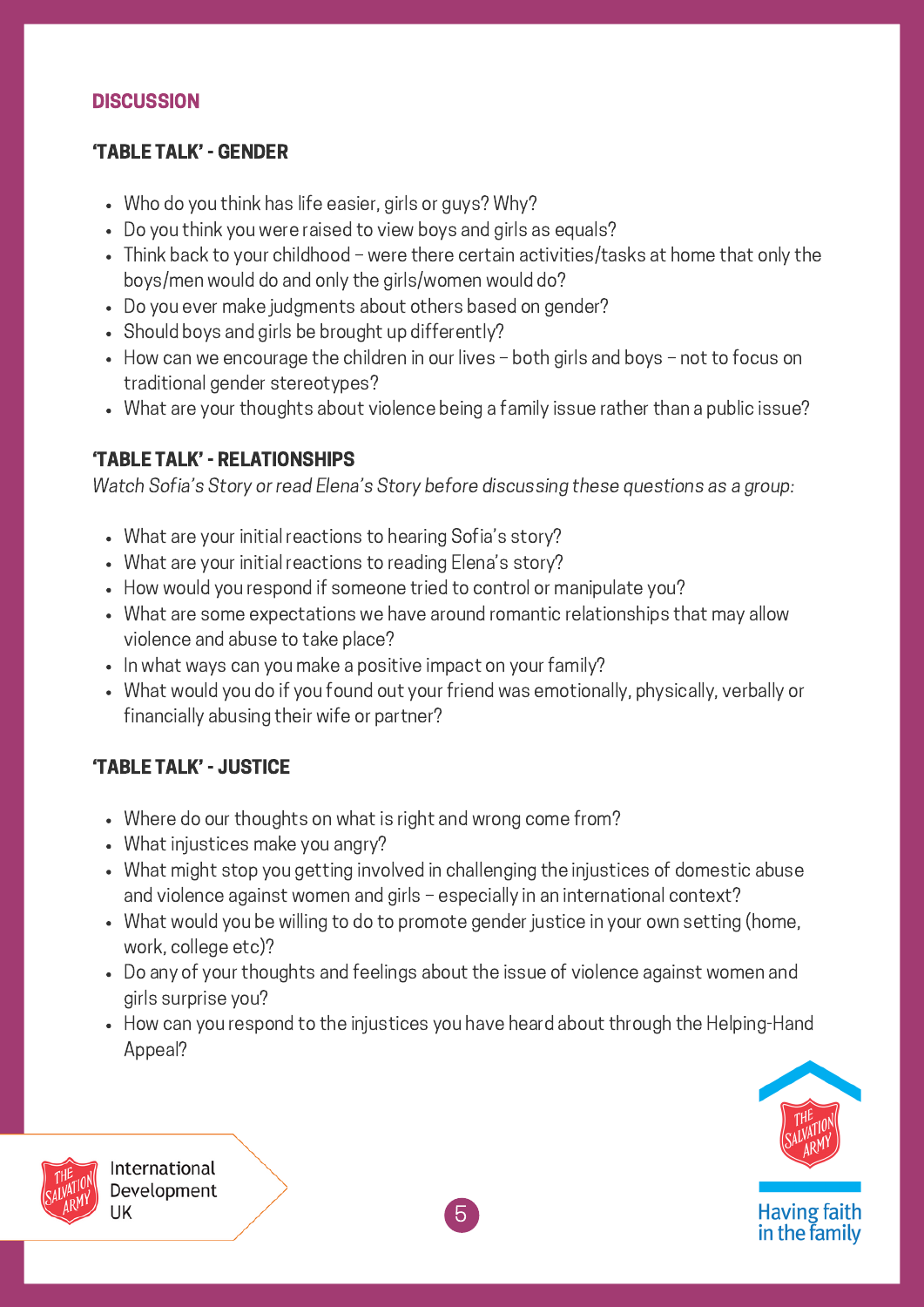## DISCUSSION

### 'TABLE TALK' - GENDER

- Who do you think has life easier, girls or guys? Why?
- Do you think you were raised to view boys and girls as equals?
- Think back to your childhood – were there certain activities/tasks at home that only the boys/men would do and only the girls/women would do?
- Do you ever make judgments about others based on gender?
- Should boys and girls be brought up differently?
- How can we encourage the children in our lives – both girls and boys – not to focus on traditional gender stereotypes?
- What are your thoughts about violence being a family issue rather than a public issue?

### 'TABLE TALK' - RELATIONSHIPS

*Watch Sofia's Story or read Elena's Story before discussing these questions as a group:*

- What are your initial reactions to hearing Sofia's story?
- What are your initial reactions to reading Elena's story?
- How would you respond if someone tried to control or manipulate you?
- What are some expectations we have around romantic relationships that may allow violence and abuse to take place?
- In what ways can you make a positive impact on your family?
- What would you do if you found out your friend was emotionally, physically, verbally or financially abusing their wife or partner?

### 'TABLE TALK' - JUSTICE

- Where do our thoughts on what is right and wrong come from?
- What injustices make you angry?
- What might stop you getting involved in challenging the injustices of domestic abuse and violence against women and girls – especially in an international context?
- What would you be willing to do to promote gender justice in your own setting (home, work, college etc)?
- Do any of your thoughts and feelings about the issue of violence against women and girls surprise you?
- How can you respond to the injustices you have heard about through the Helping-Hand Appeal?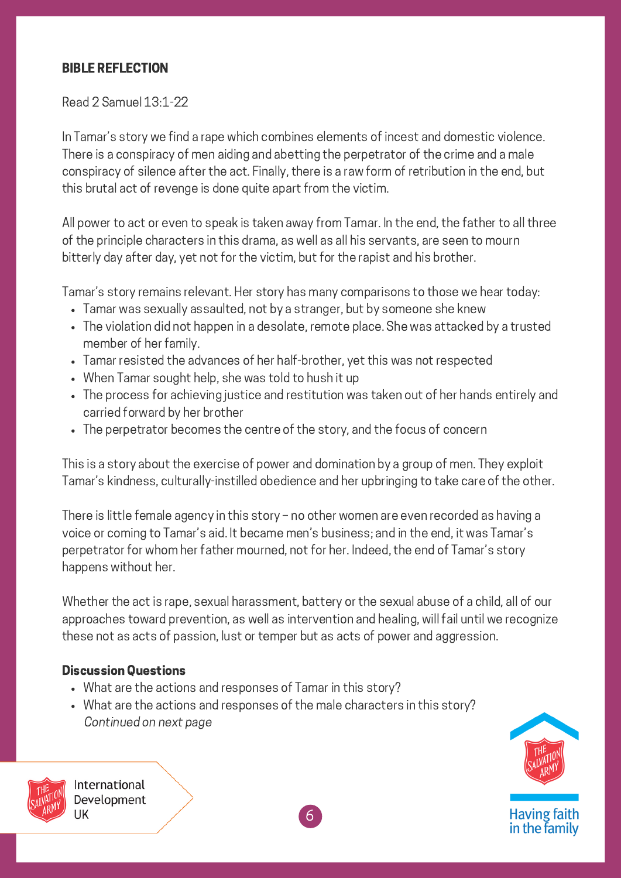## BIBLE REFLECTION

Read 2 Samuel 13:1-22

In Tamar's story we find a rape which combines elements of incest and domestic violence. There is a conspiracy of men aiding and abetting the perpetrator of the crime and a male conspiracy of silence after the act. Finally, there is a raw form of retribution in the end, but this brutal act of revenge is done quite apart from the victim.

All power to act or even to speak is taken away from Tamar. In the end, the father to all three of the principle characters in this drama, as well as all his servants, are seen to mourn bitterly day after day, yet not for the victim, but for the rapist and his brother.

Tamar's story remains relevant. Her story has many comparisons to those we hear today:

- Tamar was sexually assaulted, not by a stranger, but by someone she knew
- The violation did not happen in a desolate, remote place. She was attacked by a trusted member of her family.
- Tamar resisted the advances of her half-brother, yet this was not respected
- When Tamar sought help, she was told to hush it up
- The process for achieving justice and restitution was taken out of her hands entirely and carried forward by her brother
- The perpetrator becomes the centre of the story, and the focus of concern

This is a story about the exercise of power and domination by a group of men. They exploit Tamar's kindness, culturally-instilled obedience and her upbringing to take care of the other.

There is little female agency in this story – no other women are even recorded as having a voice or coming to Tamar's aid. It became men's business; and in the end, it was Tamar's perpetrator for whom her father mourned, not for her. Indeed, the end of Tamar's story happens without her.

Whether the act is rape, sexual harassment, battery or the sexual abuse of a child, all of our approaches toward prevention, as well as intervention and healing, will fail until we recognize these not as acts of passion, lust or temper but as acts of power and aggression.

### Discussion Questions

- What are the actions and responses of Tamar in this story?
- What are the actions and responses of the male characters in this story?

*Continued on next page*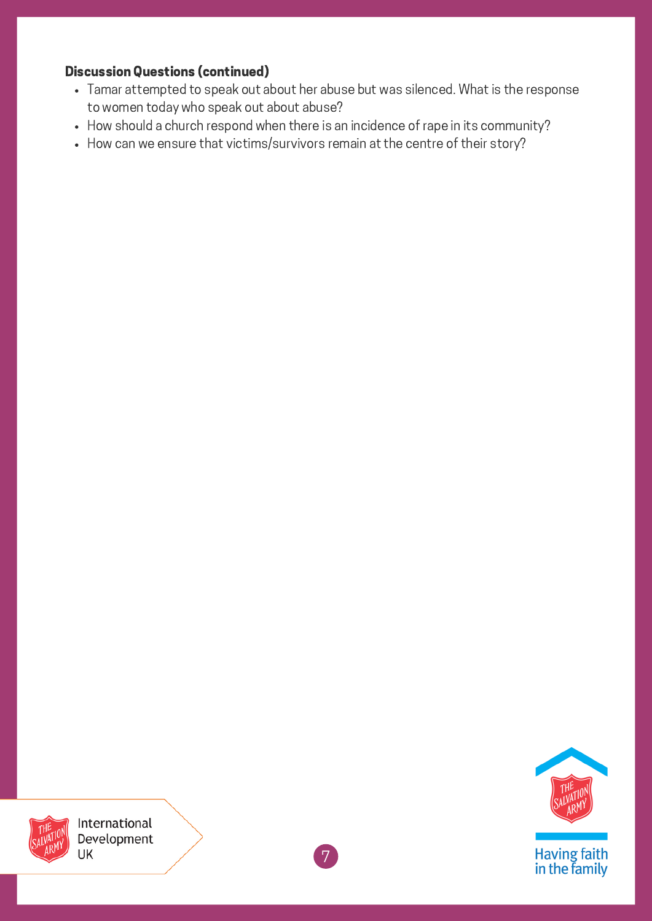**Discussion Questions (continued)**

- Tamar attempted to speak out about her abuse but was silenced. What is the response to women today who speak out about abuse?
- How should a church respond when there is an incidence of rape in its community?
- How can we ensure that victims/survivors remain at the centre of their story?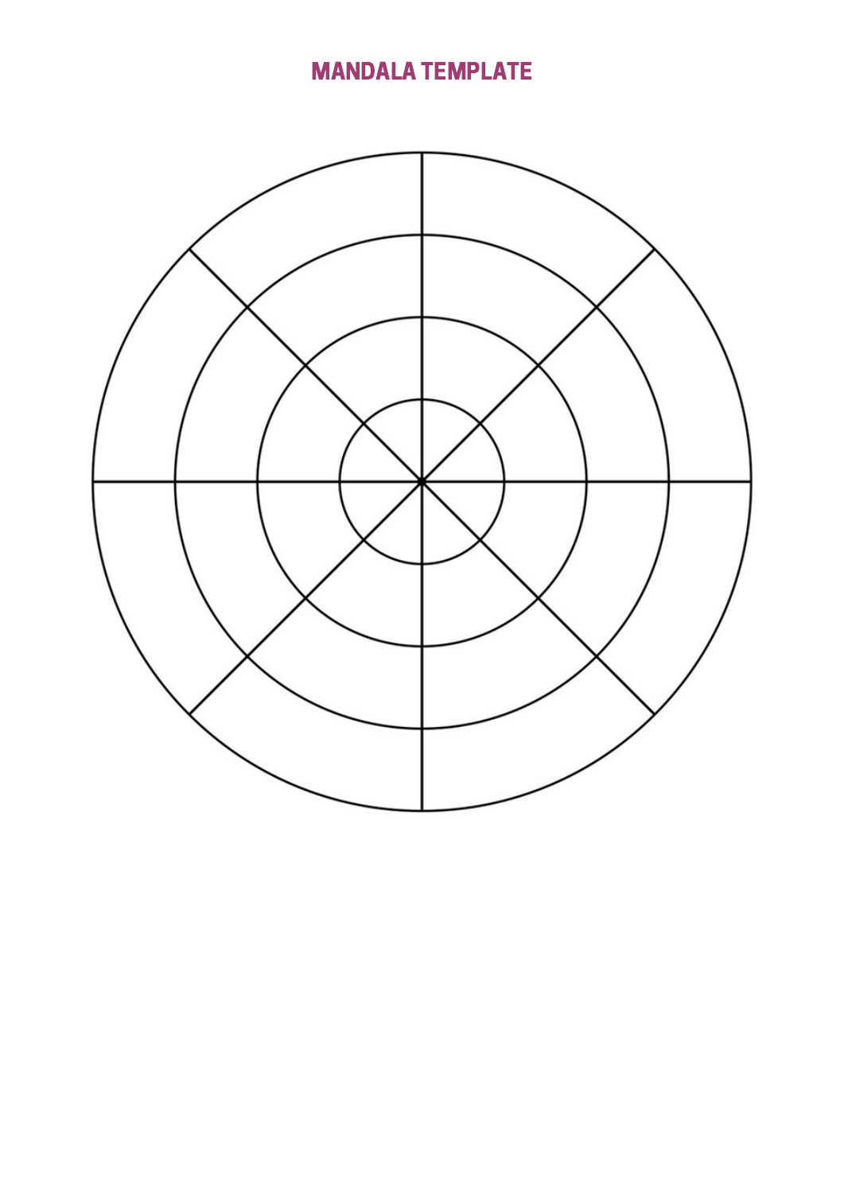# MANDALA TEMPLATE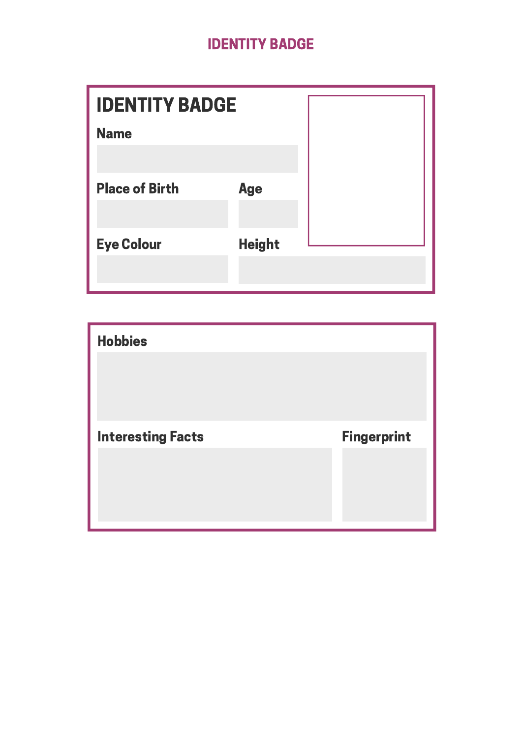# IDENTITY BADGE

## IDENTITY BADGE

**Name**

**Place of Birth**

**Age**

**Eye Colour**

**Height**

**Hobbies**

**Interesting Facts**

**Fingerprint**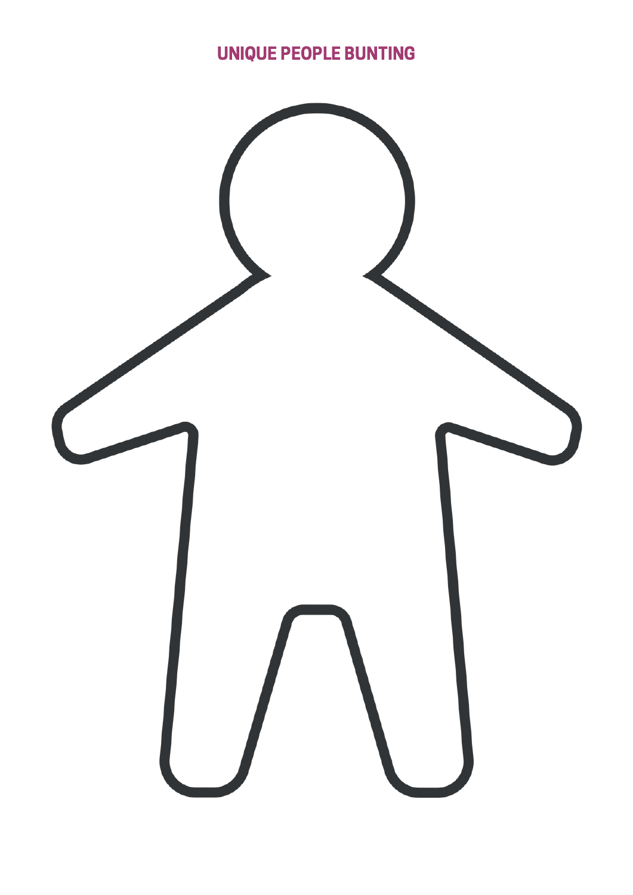# UNIQUE PEOPLE BUNTING